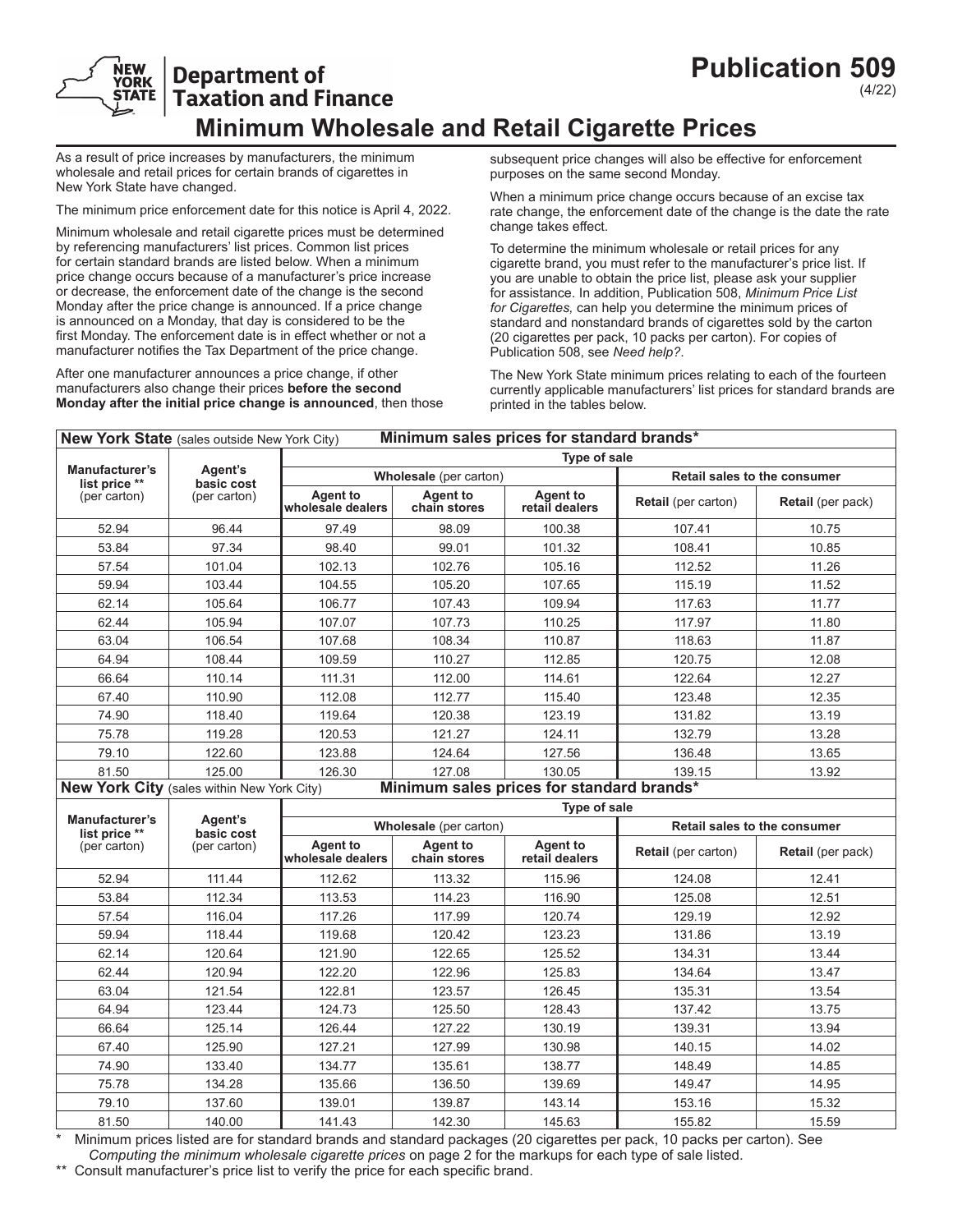# Publication 509

(4/22)

**Department of Taxation and Finance**

## Minimum Wholesale and Retail Cigarette Prices

As a result of price increases by manufacturers, the minimum wholesale and retail prices for certain brands of cigarettes in New York State have changed.

The minimum price enforcement date for this notice is April 4, 2022.

Minimum wholesale and retail cigarette prices must be determined by referencing manufacturers' list prices. Common list prices for certain standard brands are listed below. When a minimum price change occurs because of a manufacturer's price increase or decrease, the enforcement date of the change is the second Monday after the price change is announced. If a price change is announced on a Monday, that day is considered to be the first Monday. The enforcement date is in effect whether or not a manufacturer notifies the Tax Department of the price change.

After one manufacturer announces a price change, if other manufacturers also change their prices **before the second Monday after the initial price change is announced**, then those subsequent price changes will also be effective for enforcement purposes on the same second Monday.

When a minimum price change occurs because of an excise tax rate change, the enforcement date of the change is the date the rate change takes effect.

To determine the minimum wholesale or retail prices for any cigarette brand, you must refer to the manufacturer's price list. If you are unable to obtain the price list, please ask your supplier for assistance. In addition, Publication 508, *Minimum Price List for Cigarettes,* can help you determine the minimum prices of standard and nonstandard brands of cigarettes sold by the carton (20 cigarettes per pack, 10 packs per carton). For copies of Publication 508, see *Need help?*.

The New York State minimum prices relating to each of the fourteen currently applicable manufacturers' list prices for standard brands are printed in the tables below.

**New York State** (sales outside New York City) — **Minimum sales prices for standard brands***

| Manufacturer's list price ** (per carton) | Agent's basic cost (per carton) | Type of sale | | | | |
|---|---|---|---|---|---|---|
| | | Wholesale (per carton) | | | Retail sales to the consumer | |
| | | Agent to wholesale dealers | Agent to chain stores | Agent to retail dealers | Retail (per carton) | Retail (per pack) |
| 52.94 | 96.44 | 97.49 | 98.09 | 100.38 | 107.41 | 10.75 |
| 53.84 | 97.34 | 98.40 | 99.01 | 101.32 | 108.41 | 10.85 |
| 57.54 | 101.04 | 102.13 | 102.76 | 105.16 | 112.52 | 11.26 |
| 59.94 | 103.44 | 104.55 | 105.20 | 107.65 | 115.19 | 11.52 |
| 62.14 | 105.64 | 106.77 | 107.43 | 109.94 | 117.63 | 11.77 |
| 62.44 | 105.94 | 107.07 | 107.73 | 110.25 | 117.97 | 11.80 |
| 63.04 | 106.54 | 107.68 | 108.34 | 110.87 | 118.63 | 11.87 |
| 64.94 | 108.44 | 109.59 | 110.27 | 112.85 | 120.75 | 12.08 |
| 66.64 | 110.14 | 111.31 | 112.00 | 114.61 | 122.64 | 12.27 |
| 67.40 | 110.90 | 112.08 | 112.77 | 115.40 | 123.48 | 12.35 |
| 74.90 | 118.40 | 119.64 | 120.38 | 123.19 | 131.82 | 13.19 |
| 75.78 | 119.28 | 120.53 | 121.27 | 124.11 | 132.79 | 13.28 |
| 79.10 | 122.60 | 123.88 | 124.64 | 127.56 | 136.48 | 13.65 |
| 81.50 | 125.00 | 126.30 | 127.08 | 130.05 | 139.15 | 13.92 |

**New York City** (sales within New York City) — **Minimum sales prices for standard brands***

| Manufacturer's list price ** (per carton) | Agent's basic cost (per carton) | Type of sale | | | | |
|---|---|---|---|---|---|---|
| | | Wholesale (per carton) | | | Retail sales to the consumer | |
| | | Agent to wholesale dealers | Agent to chain stores | Agent to retail dealers | Retail (per carton) | Retail (per pack) |
| 52.94 | 111.44 | 112.62 | 113.32 | 115.96 | 124.08 | 12.41 |
| 53.84 | 112.34 | 113.53 | 114.23 | 116.90 | 125.08 | 12.51 |
| 57.54 | 116.04 | 117.26 | 117.99 | 120.74 | 129.19 | 12.92 |
| 59.94 | 118.44 | 119.68 | 120.42 | 123.23 | 131.86 | 13.19 |
| 62.14 | 120.64 | 121.90 | 122.65 | 125.52 | 134.31 | 13.44 |
| 62.44 | 120.94 | 122.20 | 122.96 | 125.83 | 134.64 | 13.47 |
| 63.04 | 121.54 | 122.81 | 123.57 | 126.45 | 135.31 | 13.54 |
| 64.94 | 123.44 | 124.73 | 125.50 | 128.43 | 137.42 | 13.75 |
| 66.64 | 125.14 | 126.44 | 127.22 | 130.19 | 139.31 | 13.94 |
| 67.40 | 125.90 | 127.21 | 127.99 | 130.98 | 140.15 | 14.02 |
| 74.90 | 133.40 | 134.77 | 135.61 | 138.77 | 148.49 | 14.85 |
| 75.78 | 134.28 | 135.66 | 136.50 | 139.69 | 149.47 | 14.95 |
| 79.10 | 137.60 | 139.01 | 139.87 | 143.14 | 153.16 | 15.32 |
| 81.50 | 140.00 | 141.43 | 142.30 | 145.63 | 155.82 | 15.59 |

\* Minimum prices listed are for standard brands and standard packages (20 cigarettes per pack, 10 packs per carton). See *Computing the minimum wholesale cigarette prices* on page 2 for the markups for each type of sale listed.

** Consult manufacturer's price list to verify the price for each specific brand.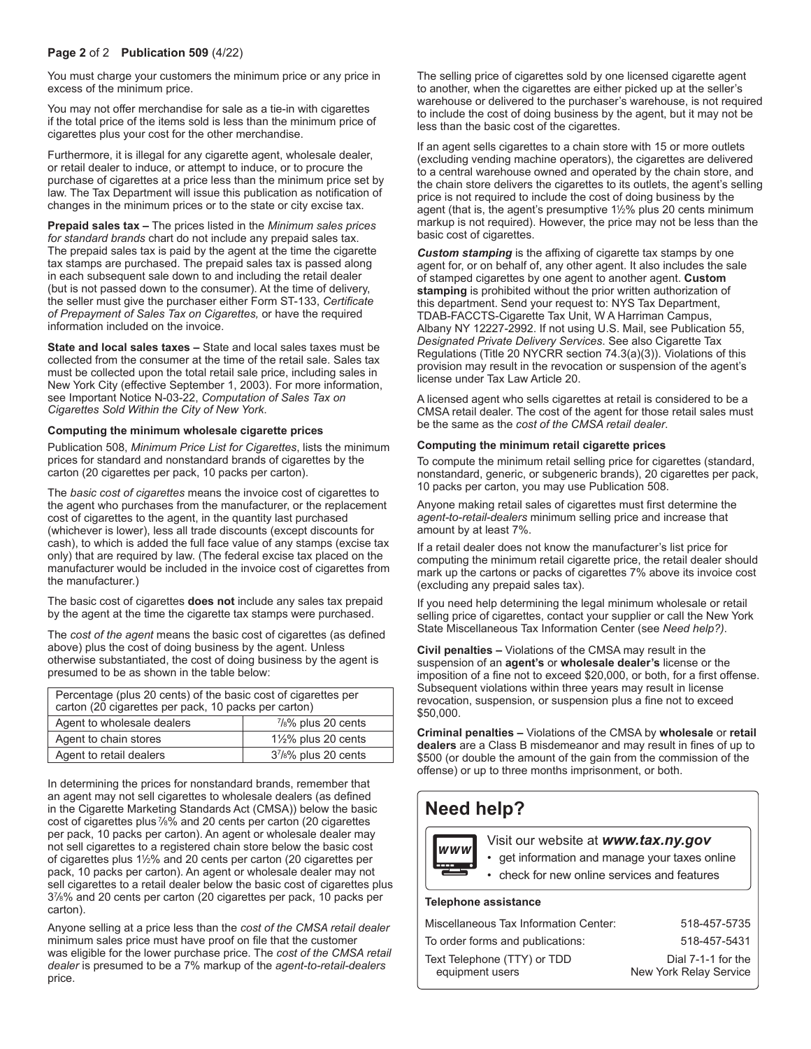You must charge your customers the minimum price or any price in excess of the minimum price.

You may not offer merchandise for sale as a tie-in with cigarettes if the total price of the items sold is less than the minimum price of cigarettes plus your cost for the other merchandise.

Furthermore, it is illegal for any cigarette agent, wholesale dealer, or retail dealer to induce, or attempt to induce, or to procure the purchase of cigarettes at a price less than the minimum price set by law. The Tax Department will issue this publication as notification of changes in the minimum prices or to the state or city excise tax.

**Prepaid sales tax –** The prices listed in the *Minimum sales prices for standard brands* chart do not include any prepaid sales tax. The prepaid sales tax is paid by the agent at the time the cigarette tax stamps are purchased. The prepaid sales tax is passed along in each subsequent sale down to and including the retail dealer (but is not passed down to the consumer). At the time of delivery, the seller must give the purchaser either Form ST-133, *Certificate of Prepayment of Sales Tax on Cigarettes,* or have the required information included on the invoice.

**State and local sales taxes –** State and local sales taxes must be collected from the consumer at the time of the retail sale. Sales tax must be collected upon the total retail sale price, including sales in New York City (effective September 1, 2003). For more information, see Important Notice N-03-22, *Computation of Sales Tax on Cigarettes Sold Within the City of New York*.

**Computing the minimum wholesale cigarette prices**

Publication 508, *Minimum Price List for Cigarettes*, lists the minimum prices for standard and nonstandard brands of cigarettes by the carton (20 cigarettes per pack, 10 packs per carton).

The *basic cost of cigarettes* means the invoice cost of cigarettes to the agent who purchases from the manufacturer, or the replacement cost of cigarettes to the agent, in the quantity last purchased (whichever is lower), less all trade discounts (except discounts for cash), to which is added the full face value of any stamps (excise tax only) that are required by law. (The federal excise tax placed on the manufacturer would be included in the invoice cost of cigarettes from the manufacturer.)

The basic cost of cigarettes **does not** include any sales tax prepaid by the agent at the time the cigarette tax stamps were purchased.

The *cost of the agent* means the basic cost of cigarettes (as defined above) plus the cost of doing business by the agent. Unless otherwise substantiated, the cost of doing business by the agent is presumed to be as shown in the table below:

| Percentage (plus 20 cents) of the basic cost of cigarettes per carton (20 cigarettes per pack, 10 packs per carton) | |
|---|---|
| Agent to wholesale dealers | 7/8% plus 20 cents |
| Agent to chain stores | 1½% plus 20 cents |
| Agent to retail dealers | 3 7/8% plus 20 cents |

In determining the prices for nonstandard brands, remember that an agent may not sell cigarettes to wholesale dealers (as defined in the Cigarette Marketing Standards Act (CMSA)) below the basic cost of cigarettes plus 7/8% and 20 cents per carton (20 cigarettes per pack, 10 packs per carton). An agent or wholesale dealer may not sell cigarettes to a registered chain store below the basic cost of cigarettes plus 1½% and 20 cents per carton (20 cigarettes per pack, 10 packs per carton). An agent or wholesale dealer may not sell cigarettes to a retail dealer below the basic cost of cigarettes plus 3 7/8% and 20 cents per carton (20 cigarettes per pack, 10 packs per carton).

Anyone selling at a price less than the *cost of the CMSA retail dealer* minimum sales price must have proof on file that the customer was eligible for the lower purchase price. The *cost of the CMSA retail dealer* is presumed to be a 7% markup of the *agent-to-retail-dealers* price.

The selling price of cigarettes sold by one licensed cigarette agent to another, when the cigarettes are either picked up at the seller's warehouse or delivered to the purchaser's warehouse, is not required to include the cost of doing business by the agent, but it may not be less than the basic cost of the cigarettes.

If an agent sells cigarettes to a chain store with 15 or more outlets (excluding vending machine operators), the cigarettes are delivered to a central warehouse owned and operated by the chain store, and the chain store delivers the cigarettes to its outlets, the agent's selling price is not required to include the cost of doing business by the agent (that is, the agent's presumptive 1½% plus 20 cents minimum markup is not required). However, the price may not be less than the basic cost of cigarettes.

***Custom stamping*** is the affixing of cigarette tax stamps by one agent for, or on behalf of, any other agent. It also includes the sale of stamped cigarettes by one agent to another agent. **Custom stamping** is prohibited without the prior written authorization of this department. Send your request to: NYS Tax Department, TDAB-FACCTS-Cigarette Tax Unit, W A Harriman Campus, Albany NY 12227-2992. If not using U.S. Mail, see Publication 55, *Designated Private Delivery Services*. See also Cigarette Tax Regulations (Title 20 NYCRR section 74.3(a)(3)). Violations of this provision may result in the revocation or suspension of the agent's license under Tax Law Article 20.

A licensed agent who sells cigarettes at retail is considered to be a CMSA retail dealer. The cost of the agent for those retail sales must be the same as the *cost of the CMSA retail dealer*.

**Computing the minimum retail cigarette prices**

To compute the minimum retail selling price for cigarettes (standard, nonstandard, generic, or subgeneric brands), 20 cigarettes per pack, 10 packs per carton, you may use Publication 508.

Anyone making retail sales of cigarettes must first determine the *agent-to-retail-dealers* minimum selling price and increase that amount by at least 7%.

If a retail dealer does not know the manufacturer's list price for computing the minimum retail cigarette price, the retail dealer should mark up the cartons or packs of cigarettes 7% above its invoice cost (excluding any prepaid sales tax).

If you need help determining the legal minimum wholesale or retail selling price of cigarettes, contact your supplier or call the New York State Miscellaneous Tax Information Center (see *Need help?)*.

**Civil penalties –** Violations of the CMSA may result in the suspension of an **agent's** or **wholesale dealer's** license or the imposition of a fine not to exceed $20,000, or both, for a first offense. Subsequent violations within three years may result in license revocation, suspension, or suspension plus a fine not to exceed $50,000.

**Criminal penalties –** Violations of the CMSA by **wholesale** or **retail dealers** are a Class B misdemeanor and may result in fines of up to $500 (or double the amount of the gain from the commission of the offense) or up to three months imprisonment, or both.

## Need help?

Visit our website at ***www.tax.ny.gov***

- get information and manage your taxes online
- check for new online services and features

**Telephone assistance**

| | |
|---|---|
| Miscellaneous Tax Information Center: | 518-457-5735 |
| To order forms and publications: | 518-457-5431 |
| Text Telephone (TTY) or TDD equipment users | Dial 7-1-1 for the New York Relay Service |